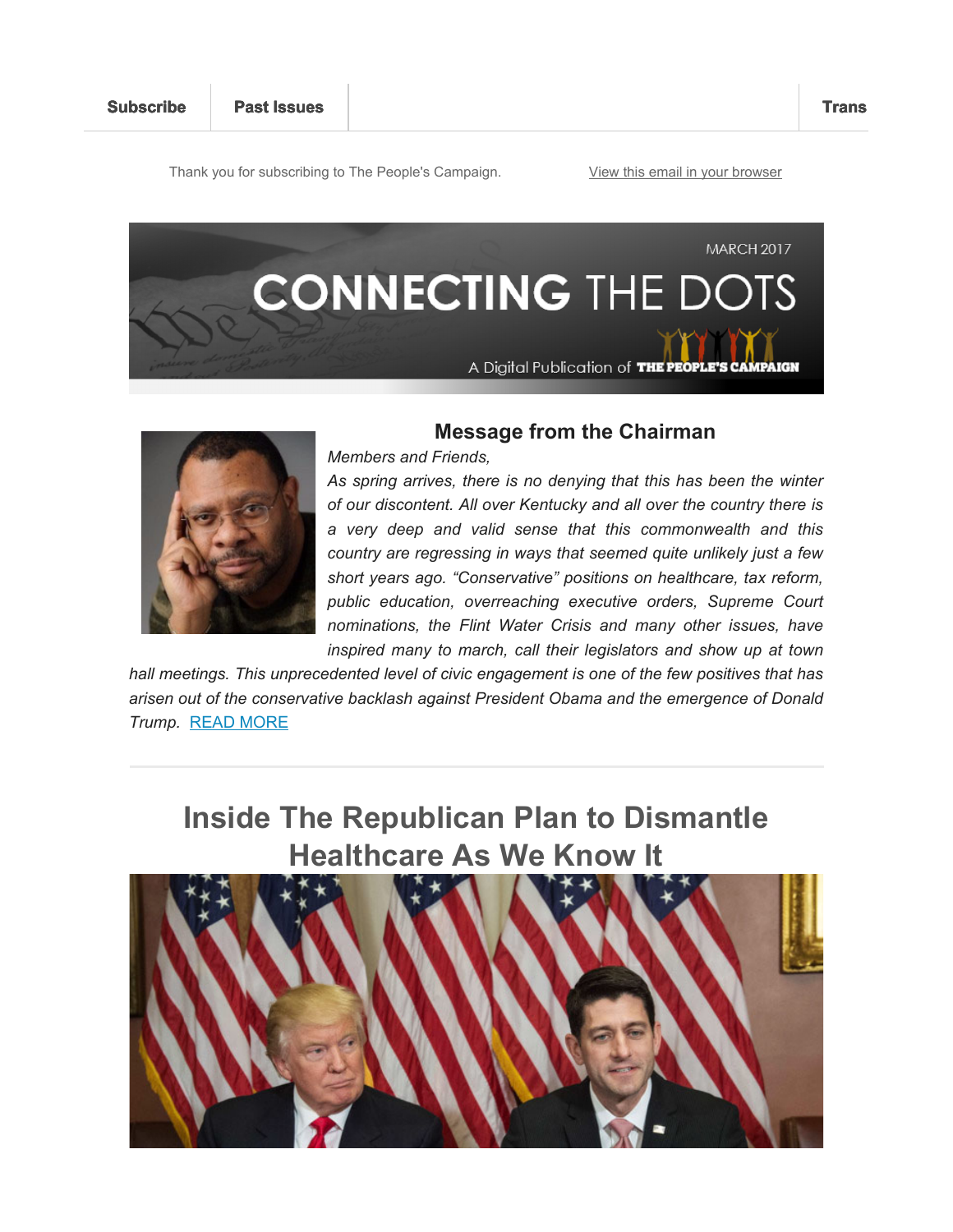Subscribe | Past Issues | Trans

Thank you for subscribing to The People's Campaign. [View this email in your browser]

MARCH 2017

# CONNECTING THE DOTS

A Digital Publication of THE PEOPLE'S CAMPAIGN

## Message from the Chairman

*Members and Friends,*

*As spring arrives, there is no denying that this has been the winter of our discontent. All over Kentucky and all over the country there is a very deep and valid sense that this commonwealth and this country are regressing in ways that seemed quite unlikely just a few short years ago. "Conservative" positions on healthcare, tax reform, public education, overreaching executive orders, Supreme Court nominations, the Flint Water Crisis and many other issues, have inspired many to march, call their legislators and show up at town hall meetings. This unprecedented level of civic engagement is one of the few positives that has arisen out of the conservative backlash against President Obama and the emergence of Donald Trump.* [READ MORE]

---

# Inside The Republican Plan to Dismantle Healthcare As We Know It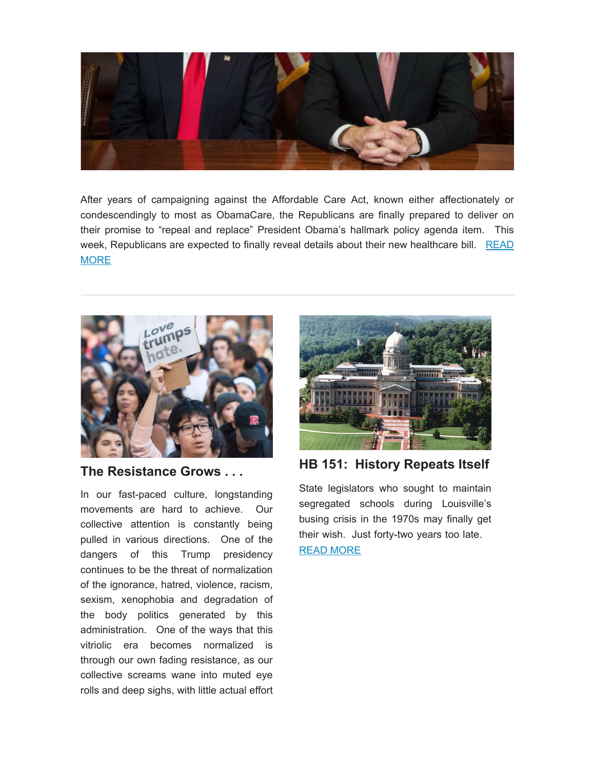After years of campaigning against the Affordable Care Act, known either affectionately or condescendingly to most as ObamaCare, the Republicans are finally prepared to deliver on their promise to "repeal and replace" President Obama's hallmark policy agenda item. This week, Republicans are expected to finally reveal details about their new healthcare bill. READ MORE

## The Resistance Grows . . .

In our fast-paced culture, longstanding movements are hard to achieve. Our collective attention is constantly being pulled in various directions. One of the dangers of this Trump presidency continues to be the threat of normalization of the ignorance, hatred, violence, racism, sexism, xenophobia and degradation of the body politics generated by this administration. One of the ways that this vitriolic era becomes normalized is through our own fading resistance, as our collective screams wane into muted eye rolls and deep sighs, with little actual effort

## HB 151: History Repeats Itself

State legislators who sought to maintain segregated schools during Louisville's busing crisis in the 1970s may finally get their wish. Just forty-two years too late. READ MORE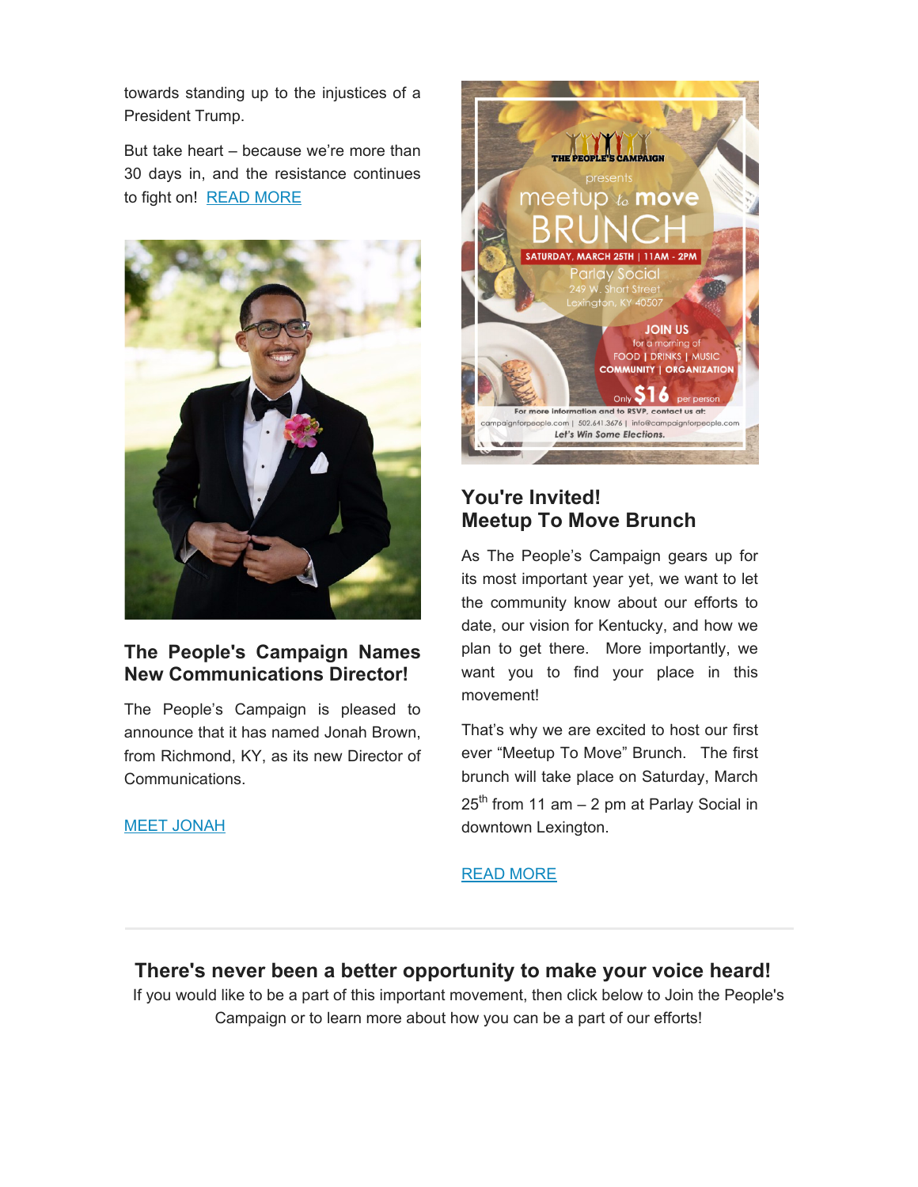towards standing up to the injustices of a President Trump.

But take heart – because we're more than 30 days in, and the resistance continues to fight on! READ MORE

## The People's Campaign Names New Communications Director!

The People's Campaign is pleased to announce that it has named Jonah Brown, from Richmond, KY, as its new Director of Communications.

MEET JONAH

## You're Invited! Meetup To Move Brunch

As The People's Campaign gears up for its most important year yet, we want to let the community know about our efforts to date, our vision for Kentucky, and how we plan to get there. More importantly, we want you to find your place in this movement!

That's why we are excited to host our first ever "Meetup To Move" Brunch. The first brunch will take place on Saturday, March 25th from 11 am – 2 pm at Parlay Social in downtown Lexington.

READ MORE

---

## There's never been a better opportunity to make your voice heard!

If you would like to be a part of this important movement, then click below to Join the People's Campaign or to learn more about how you can be a part of our efforts!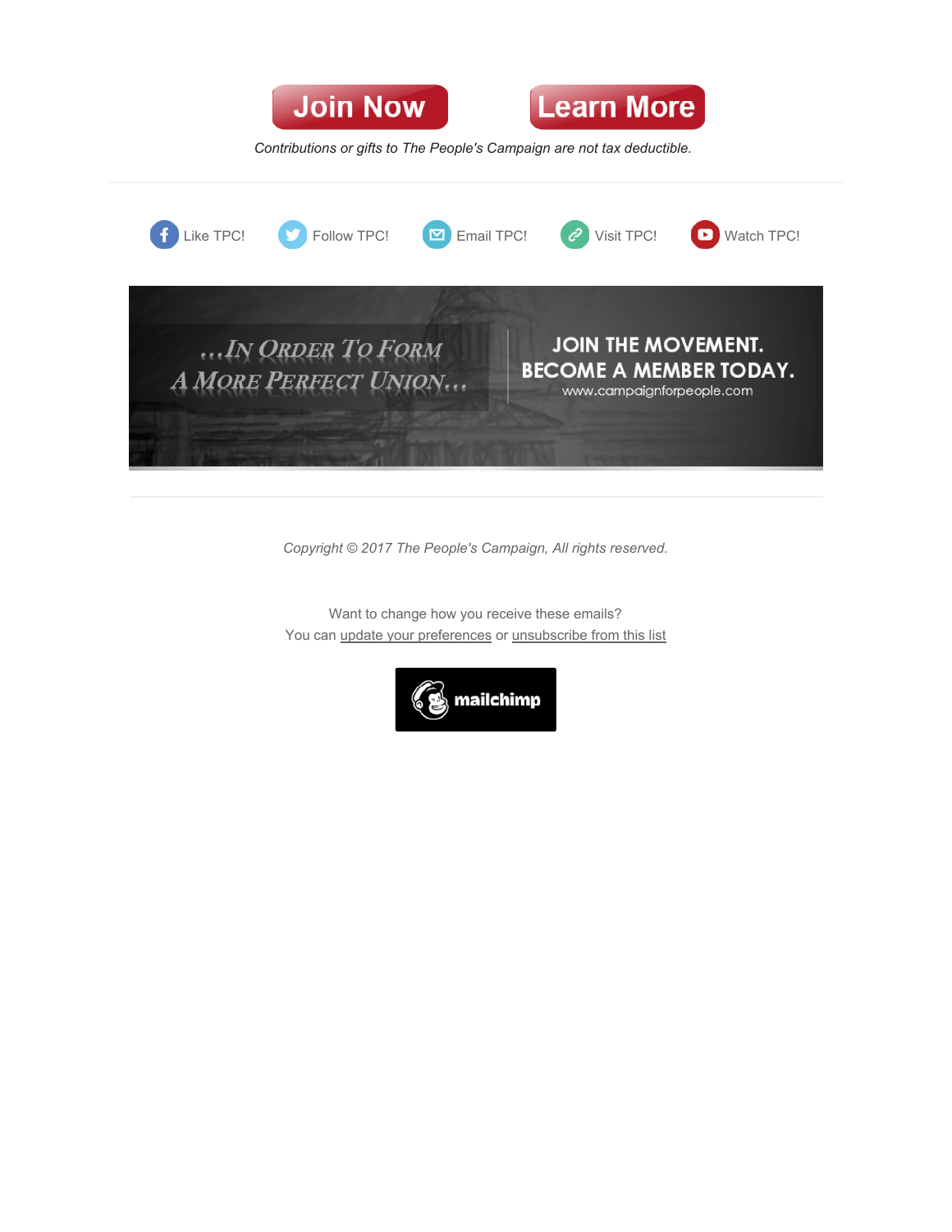Join Now    Learn More

*Contributions or gifts to The People's Campaign are not tax deductible.*

---

Like TPC!    Follow TPC!    Email TPC!    Visit TPC!    Watch TPC!

...In Order To Form A More Perfect Union...

JOIN THE MOVEMENT.
BECOME A MEMBER TODAY.
www.campaignforpeople.com

---

*Copyright © 2017 The People's Campaign, All rights reserved.*

Want to change how you receive these emails?
You can update your preferences or unsubscribe from this list

mailchimp